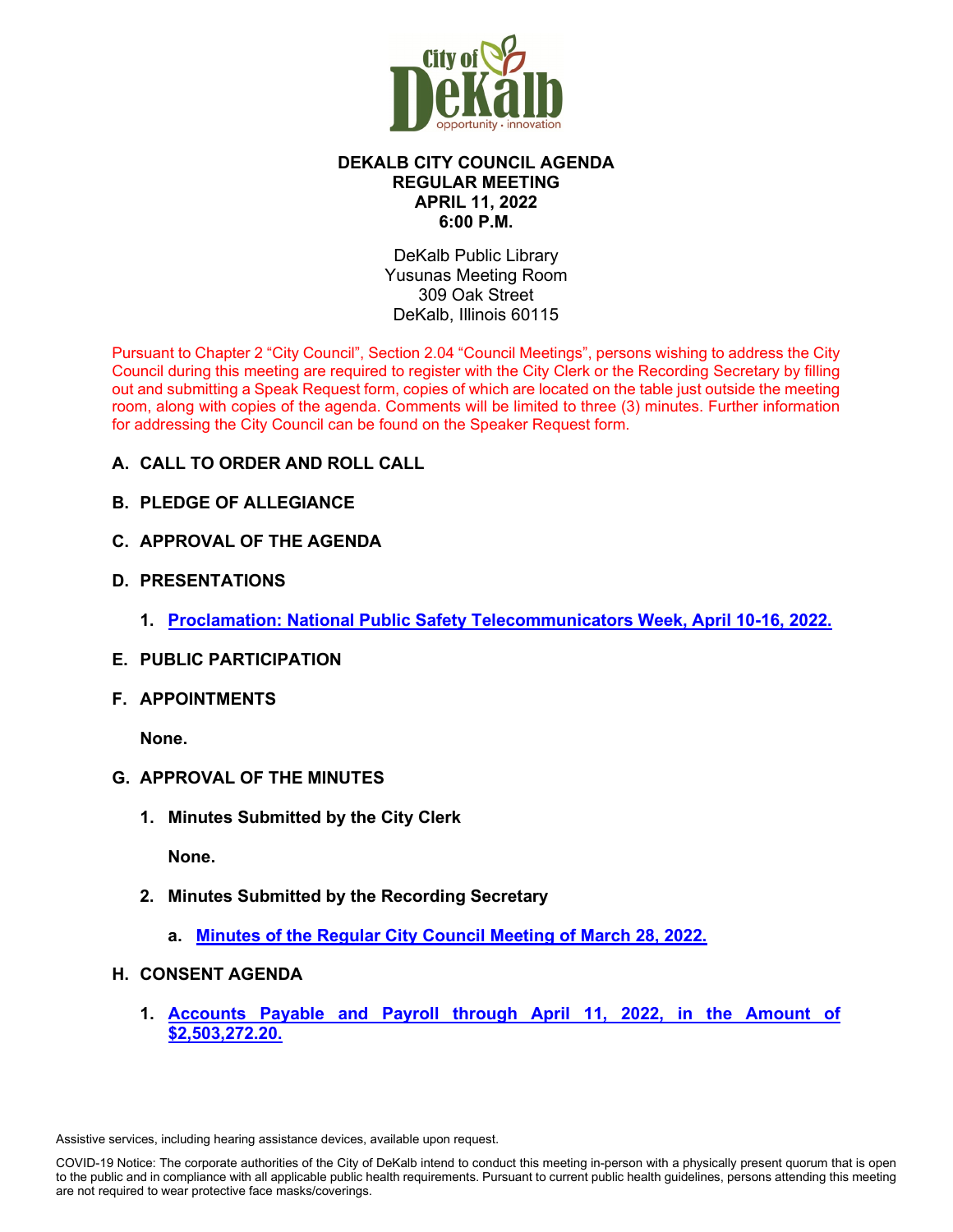# DEKALB CITY COUNCIL AGENDA
## REGULAR MEETING
## APRIL 11, 2022
## 6:00 P.M.

DeKalb Public Library
Yusunas Meeting Room
309 Oak Street
DeKalb, Illinois 60115

Pursuant to Chapter 2 "City Council", Section 2.04 "Council Meetings", persons wishing to address the City Council during this meeting are required to register with the City Clerk or the Recording Secretary by filling out and submitting a Speak Request form, copies of which are located on the table just outside the meeting room, along with copies of the agenda. Comments will be limited to three (3) minutes. Further information for addressing the City Council can be found on the Speaker Request form.

**A. CALL TO ORDER AND ROLL CALL**

**B. PLEDGE OF ALLEGIANCE**

**C. APPROVAL OF THE AGENDA**

**D. PRESENTATIONS**

1. **Proclamation: National Public Safety Telecommunicators Week, April 10-16, 2022.**

**E. PUBLIC PARTICIPATION**

**F. APPOINTMENTS**

**None.**

**G. APPROVAL OF THE MINUTES**

1. **Minutes Submitted by the City Clerk**

   **None.**

2. **Minutes Submitted by the Recording Secretary**

   a. **Minutes of the Regular City Council Meeting of March 28, 2022.**

**H. CONSENT AGENDA**

1. **Accounts Payable and Payroll through April 11, 2022, in the Amount of $2,503,272.20.**

Assistive services, including hearing assistance devices, available upon request.

COVID-19 Notice: The corporate authorities of the City of DeKalb intend to conduct this meeting in-person with a physically present quorum that is open to the public and in compliance with all applicable public health requirements. Pursuant to current public health guidelines, persons attending this meeting are not required to wear protective face masks/coverings.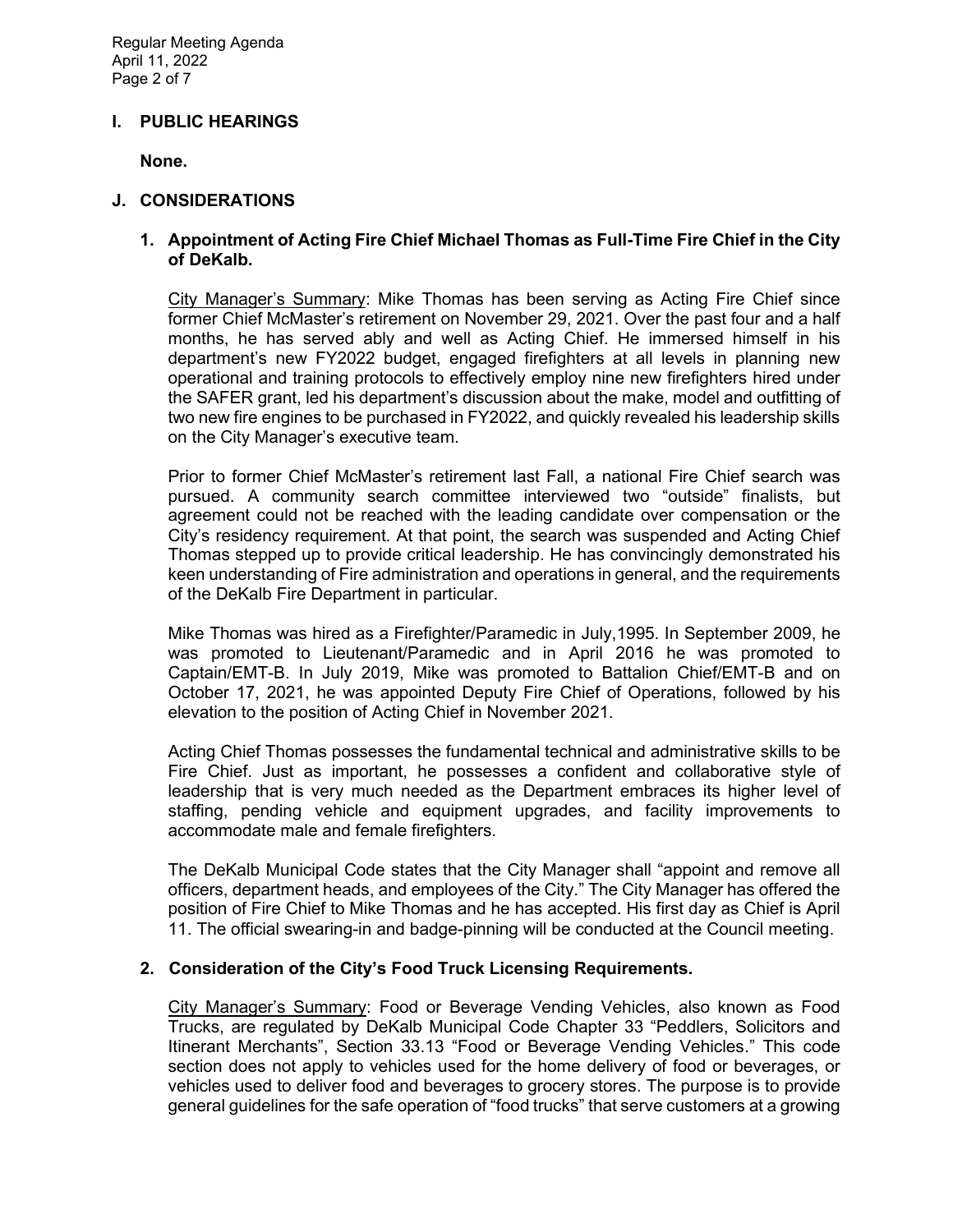## I. PUBLIC HEARINGS

**None.**

## J. CONSIDERATIONS

### 1. Appointment of Acting Fire Chief Michael Thomas as Full-Time Fire Chief in the City of DeKalb.

City Manager's Summary: Mike Thomas has been serving as Acting Fire Chief since former Chief McMaster's retirement on November 29, 2021. Over the past four and a half months, he has served ably and well as Acting Chief. He immersed himself in his department's new FY2022 budget, engaged firefighters at all levels in planning new operational and training protocols to effectively employ nine new firefighters hired under the SAFER grant, led his department's discussion about the make, model and outfitting of two new fire engines to be purchased in FY2022, and quickly revealed his leadership skills on the City Manager's executive team.

Prior to former Chief McMaster's retirement last Fall, a national Fire Chief search was pursued. A community search committee interviewed two "outside" finalists, but agreement could not be reached with the leading candidate over compensation or the City's residency requirement. At that point, the search was suspended and Acting Chief Thomas stepped up to provide critical leadership. He has convincingly demonstrated his keen understanding of Fire administration and operations in general, and the requirements of the DeKalb Fire Department in particular.

Mike Thomas was hired as a Firefighter/Paramedic in July,1995. In September 2009, he was promoted to Lieutenant/Paramedic and in April 2016 he was promoted to Captain/EMT-B. In July 2019, Mike was promoted to Battalion Chief/EMT-B and on October 17, 2021, he was appointed Deputy Fire Chief of Operations, followed by his elevation to the position of Acting Chief in November 2021.

Acting Chief Thomas possesses the fundamental technical and administrative skills to be Fire Chief. Just as important, he possesses a confident and collaborative style of leadership that is very much needed as the Department embraces its higher level of staffing, pending vehicle and equipment upgrades, and facility improvements to accommodate male and female firefighters.

The DeKalb Municipal Code states that the City Manager shall "appoint and remove all officers, department heads, and employees of the City." The City Manager has offered the position of Fire Chief to Mike Thomas and he has accepted. His first day as Chief is April 11. The official swearing-in and badge-pinning will be conducted at the Council meeting.

### 2. Consideration of the City's Food Truck Licensing Requirements.

City Manager's Summary: Food or Beverage Vending Vehicles, also known as Food Trucks, are regulated by DeKalb Municipal Code Chapter 33 "Peddlers, Solicitors and Itinerant Merchants", Section 33.13 "Food or Beverage Vending Vehicles." This code section does not apply to vehicles used for the home delivery of food or beverages, or vehicles used to deliver food and beverages to grocery stores. The purpose is to provide general guidelines for the safe operation of "food trucks" that serve customers at a growing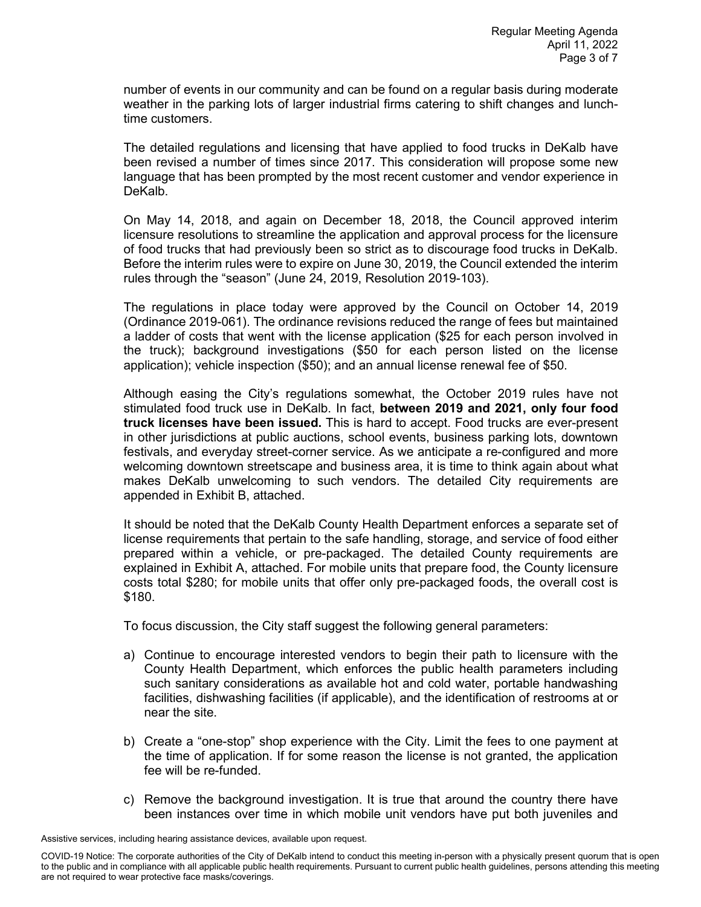number of events in our community and can be found on a regular basis during moderate weather in the parking lots of larger industrial firms catering to shift changes and lunch-time customers.

The detailed regulations and licensing that have applied to food trucks in DeKalb have been revised a number of times since 2017. This consideration will propose some new language that has been prompted by the most recent customer and vendor experience in DeKalb.

On May 14, 2018, and again on December 18, 2018, the Council approved interim licensure resolutions to streamline the application and approval process for the licensure of food trucks that had previously been so strict as to discourage food trucks in DeKalb. Before the interim rules were to expire on June 30, 2019, the Council extended the interim rules through the "season" (June 24, 2019, Resolution 2019-103).

The regulations in place today were approved by the Council on October 14, 2019 (Ordinance 2019-061). The ordinance revisions reduced the range of fees but maintained a ladder of costs that went with the license application ($25 for each person involved in the truck); background investigations ($50 for each person listed on the license application); vehicle inspection ($50); and an annual license renewal fee of $50.

Although easing the City's regulations somewhat, the October 2019 rules have not stimulated food truck use in DeKalb. In fact, **between 2019 and 2021, only four food truck licenses have been issued.** This is hard to accept. Food trucks are ever-present in other jurisdictions at public auctions, school events, business parking lots, downtown festivals, and everyday street-corner service. As we anticipate a re-configured and more welcoming downtown streetscape and business area, it is time to think again about what makes DeKalb unwelcoming to such vendors. The detailed City requirements are appended in Exhibit B, attached.

It should be noted that the DeKalb County Health Department enforces a separate set of license requirements that pertain to the safe handling, storage, and service of food either prepared within a vehicle, or pre-packaged. The detailed County requirements are explained in Exhibit A, attached. For mobile units that prepare food, the County licensure costs total $280; for mobile units that offer only pre-packaged foods, the overall cost is $180.

To focus discussion, the City staff suggest the following general parameters:

a) Continue to encourage interested vendors to begin their path to licensure with the County Health Department, which enforces the public health parameters including such sanitary considerations as available hot and cold water, portable handwashing facilities, dishwashing facilities (if applicable), and the identification of restrooms at or near the site.

b) Create a "one-stop" shop experience with the City. Limit the fees to one payment at the time of application. If for some reason the license is not granted, the application fee will be re-funded.

c) Remove the background investigation. It is true that around the country there have been instances over time in which mobile unit vendors have put both juveniles and

Assistive services, including hearing assistance devices, available upon request.

COVID-19 Notice: The corporate authorities of the City of DeKalb intend to conduct this meeting in-person with a physically present quorum that is open to the public and in compliance with all applicable public health requirements. Pursuant to current public health guidelines, persons attending this meeting are not required to wear protective face masks/coverings.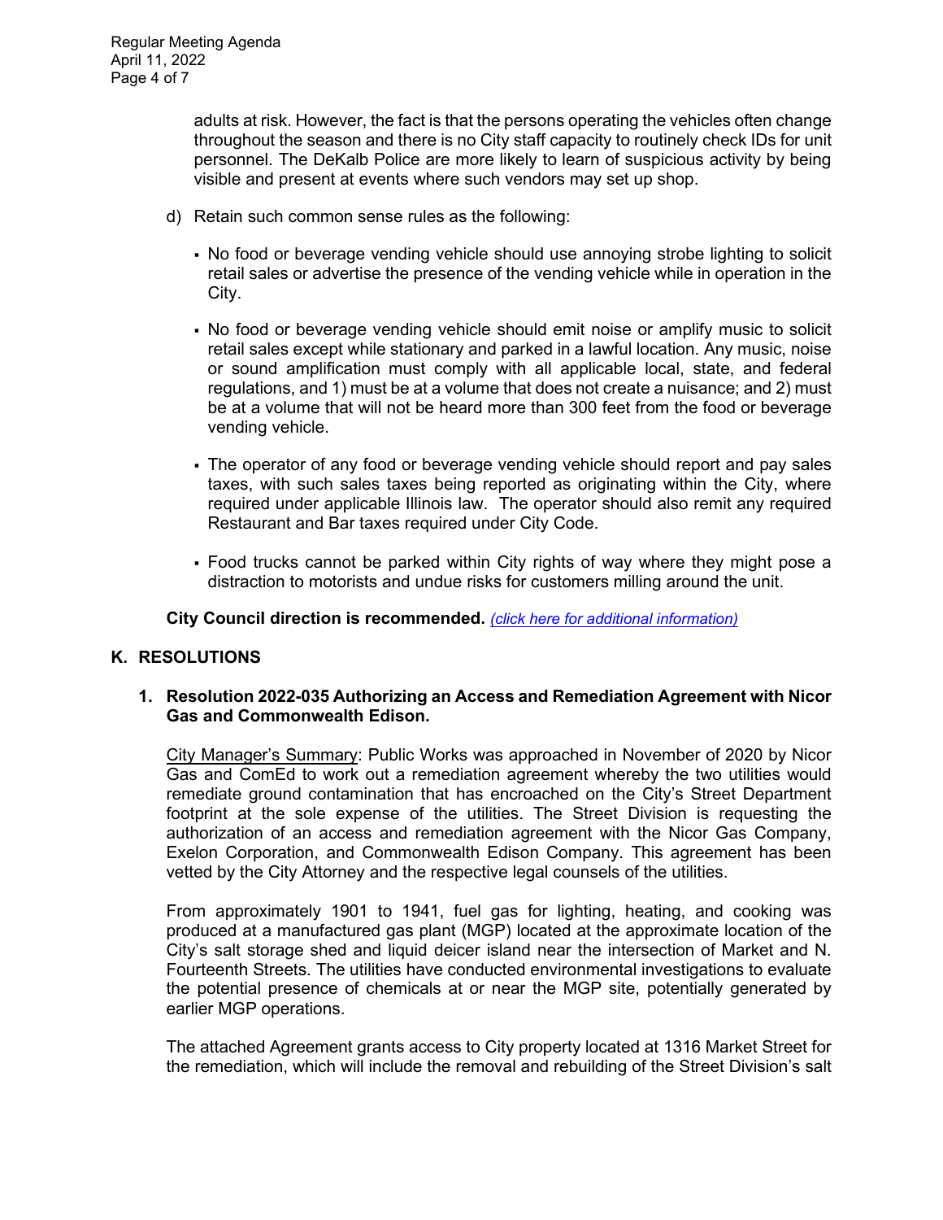adults at risk. However, the fact is that the persons operating the vehicles often change throughout the season and there is no City staff capacity to routinely check IDs for unit personnel. The DeKalb Police are more likely to learn of suspicious activity by being visible and present at events where such vendors may set up shop.

d) Retain such common sense rules as the following:

- No food or beverage vending vehicle should use annoying strobe lighting to solicit retail sales or advertise the presence of the vending vehicle while in operation in the City.

- No food or beverage vending vehicle should emit noise or amplify music to solicit retail sales except while stationary and parked in a lawful location. Any music, noise or sound amplification must comply with all applicable local, state, and federal regulations, and 1) must be at a volume that does not create a nuisance; and 2) must be at a volume that will not be heard more than 300 feet from the food or beverage vending vehicle.

- The operator of any food or beverage vending vehicle should report and pay sales taxes, with such sales taxes being reported as originating within the City, where required under applicable Illinois law. The operator should also remit any required Restaurant and Bar taxes required under City Code.

- Food trucks cannot be parked within City rights of way where they might pose a distraction to motorists and undue risks for customers milling around the unit.

**City Council direction is recommended.** *(click here for additional information)*

## K. RESOLUTIONS

### 1. Resolution 2022-035 Authorizing an Access and Remediation Agreement with Nicor Gas and Commonwealth Edison.

City Manager's Summary: Public Works was approached in November of 2020 by Nicor Gas and ComEd to work out a remediation agreement whereby the two utilities would remediate ground contamination that has encroached on the City's Street Department footprint at the sole expense of the utilities. The Street Division is requesting the authorization of an access and remediation agreement with the Nicor Gas Company, Exelon Corporation, and Commonwealth Edison Company. This agreement has been vetted by the City Attorney and the respective legal counsels of the utilities.

From approximately 1901 to 1941, fuel gas for lighting, heating, and cooking was produced at a manufactured gas plant (MGP) located at the approximate location of the City's salt storage shed and liquid deicer island near the intersection of Market and N. Fourteenth Streets. The utilities have conducted environmental investigations to evaluate the potential presence of chemicals at or near the MGP site, potentially generated by earlier MGP operations.

The attached Agreement grants access to City property located at 1316 Market Street for the remediation, which will include the removal and rebuilding of the Street Division's salt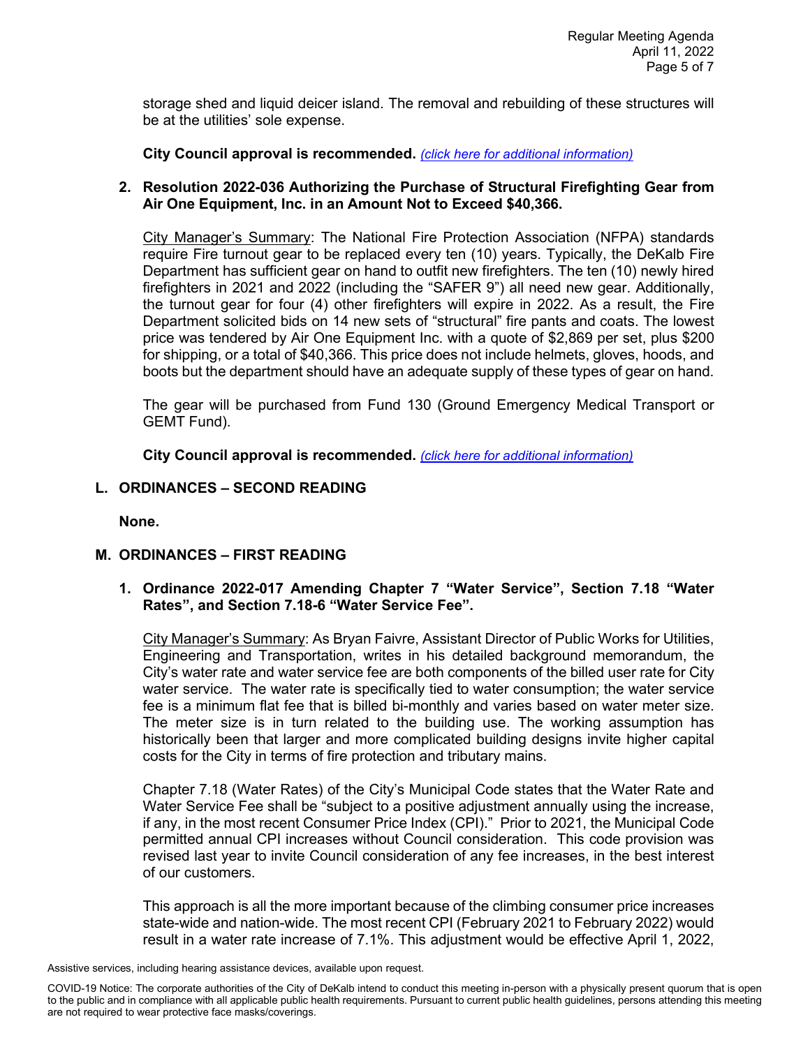storage shed and liquid deicer island. The removal and rebuilding of these structures will be at the utilities' sole expense.

**City Council approval is recommended.** *(click here for additional information)*

**2. Resolution 2022-036 Authorizing the Purchase of Structural Firefighting Gear from Air One Equipment, Inc. in an Amount Not to Exceed $40,366.**

City Manager's Summary: The National Fire Protection Association (NFPA) standards require Fire turnout gear to be replaced every ten (10) years. Typically, the DeKalb Fire Department has sufficient gear on hand to outfit new firefighters. The ten (10) newly hired firefighters in 2021 and 2022 (including the "SAFER 9") all need new gear. Additionally, the turnout gear for four (4) other firefighters will expire in 2022. As a result, the Fire Department solicited bids on 14 new sets of "structural" fire pants and coats. The lowest price was tendered by Air One Equipment Inc. with a quote of $2,869 per set, plus $200 for shipping, or a total of $40,366. This price does not include helmets, gloves, hoods, and boots but the department should have an adequate supply of these types of gear on hand.

The gear will be purchased from Fund 130 (Ground Emergency Medical Transport or GEMT Fund).

**City Council approval is recommended.** *(click here for additional information)*

## L. ORDINANCES – SECOND READING

**None.**

## M. ORDINANCES – FIRST READING

**1. Ordinance 2022-017 Amending Chapter 7 "Water Service", Section 7.18 "Water Rates", and Section 7.18-6 "Water Service Fee".**

City Manager's Summary: As Bryan Faivre, Assistant Director of Public Works for Utilities, Engineering and Transportation, writes in his detailed background memorandum, the City's water rate and water service fee are both components of the billed user rate for City water service. The water rate is specifically tied to water consumption; the water service fee is a minimum flat fee that is billed bi-monthly and varies based on water meter size. The meter size is in turn related to the building use. The working assumption has historically been that larger and more complicated building designs invite higher capital costs for the City in terms of fire protection and tributary mains.

Chapter 7.18 (Water Rates) of the City's Municipal Code states that the Water Rate and Water Service Fee shall be "subject to a positive adjustment annually using the increase, if any, in the most recent Consumer Price Index (CPI)." Prior to 2021, the Municipal Code permitted annual CPI increases without Council consideration. This code provision was revised last year to invite Council consideration of any fee increases, in the best interest of our customers.

This approach is all the more important because of the climbing consumer price increases state-wide and nation-wide. The most recent CPI (February 2021 to February 2022) would result in a water rate increase of 7.1%. This adjustment would be effective April 1, 2022,

Assistive services, including hearing assistance devices, available upon request.

COVID-19 Notice: The corporate authorities of the City of DeKalb intend to conduct this meeting in-person with a physically present quorum that is open to the public and in compliance with all applicable public health requirements. Pursuant to current public health guidelines, persons attending this meeting are not required to wear protective face masks/coverings.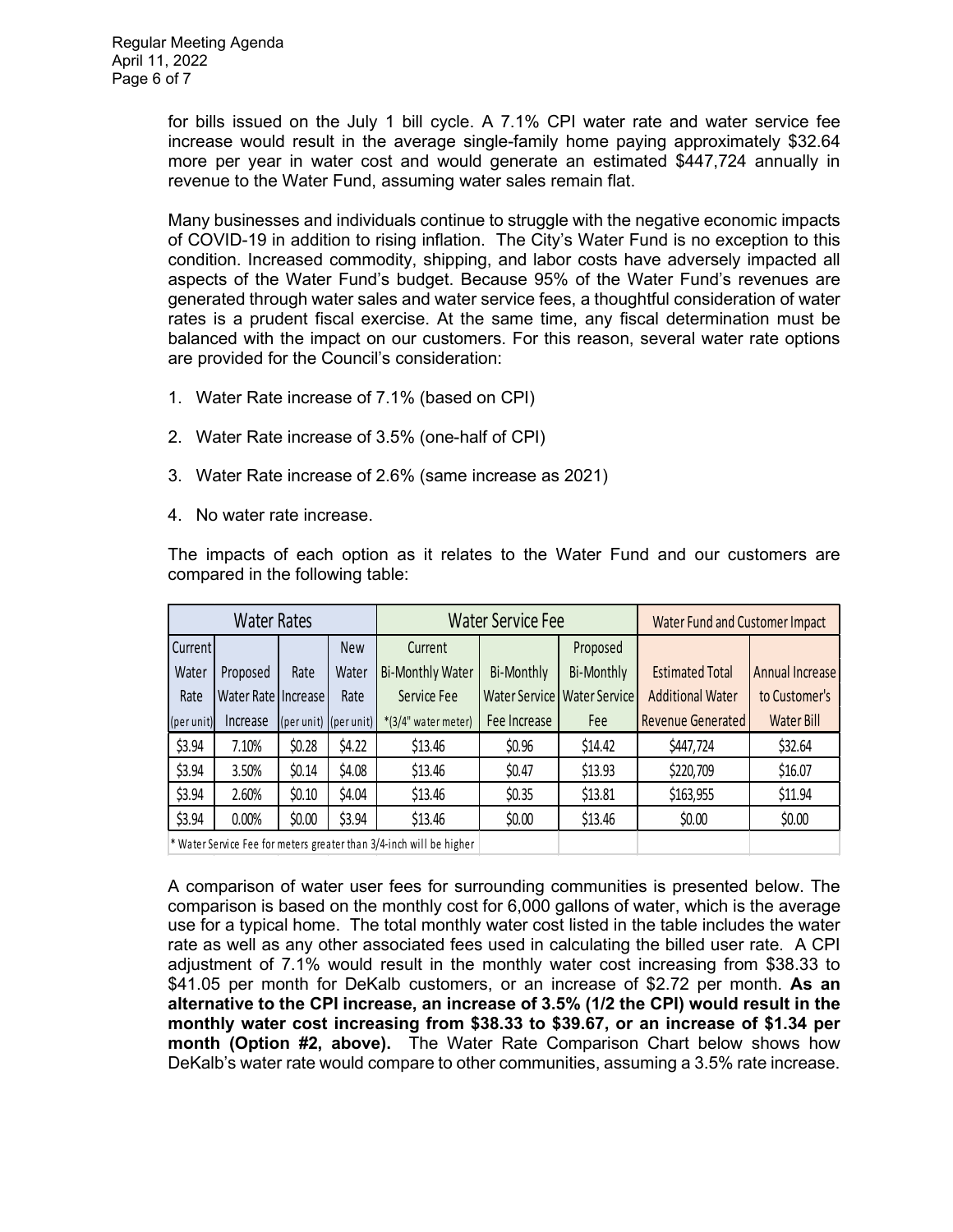for bills issued on the July 1 bill cycle. A 7.1% CPI water rate and water service fee increase would result in the average single-family home paying approximately $32.64 more per year in water cost and would generate an estimated $447,724 annually in revenue to the Water Fund, assuming water sales remain flat.

Many businesses and individuals continue to struggle with the negative economic impacts of COVID-19 in addition to rising inflation. The City's Water Fund is no exception to this condition. Increased commodity, shipping, and labor costs have adversely impacted all aspects of the Water Fund's budget. Because 95% of the Water Fund's revenues are generated through water sales and water service fees, a thoughtful consideration of water rates is a prudent fiscal exercise. At the same time, any fiscal determination must be balanced with the impact on our customers. For this reason, several water rate options are provided for the Council's consideration:

1. Water Rate increase of 7.1% (based on CPI)

2. Water Rate increase of 3.5% (one-half of CPI)

3. Water Rate increase of 2.6% (same increase as 2021)

4. No water rate increase.

The impacts of each option as it relates to the Water Fund and our customers are compared in the following table:

| Water Rates | | | | Water Service Fee | | | Water Fund and Customer Impact | |
|---|---|---|---|---|---|---|---|---|
| Current Water Rate (per unit) | Proposed Water Rate Increase | Rate Increase (per unit) | New Water Rate (per unit) | Current Bi-Monthly Water Service Fee *(3/4" water meter) | Bi-Monthly Water Service Fee Increase | Proposed Bi-Monthly Water Service Fee | Estimated Total Additional Water Revenue Generated | Annual Increase to Customer's Water Bill |
| $3.94 | 7.10% | $0.28 | $4.22 | $13.46 | $0.96 | $14.42 | $447,724 | $32.64 |
| $3.94 | 3.50% | $0.14 | $4.08 | $13.46 | $0.47 | $13.93 | $220,709 | $16.07 |
| $3.94 | 2.60% | $0.10 | $4.04 | $13.46 | $0.35 | $13.81 | $163,955 | $11.94 |
| $3.94 | 0.00% | $0.00 | $3.94 | $13.46 | $0.00 | $13.46 | $0.00 | $0.00 |
| * Water Service Fee for meters greater than 3/4-inch will be higher | | | | | | | | |

A comparison of water user fees for surrounding communities is presented below. The comparison is based on the monthly cost for 6,000 gallons of water, which is the average use for a typical home. The total monthly water cost listed in the table includes the water rate as well as any other associated fees used in calculating the billed user rate. A CPI adjustment of 7.1% would result in the monthly water cost increasing from $38.33 to $41.05 per month for DeKalb customers, or an increase of $2.72 per month. **As an alternative to the CPI increase, an increase of 3.5% (1/2 the CPI) would result in the monthly water cost increasing from $38.33 to $39.67, or an increase of $1.34 per month (Option #2, above).** The Water Rate Comparison Chart below shows how DeKalb's water rate would compare to other communities, assuming a 3.5% rate increase.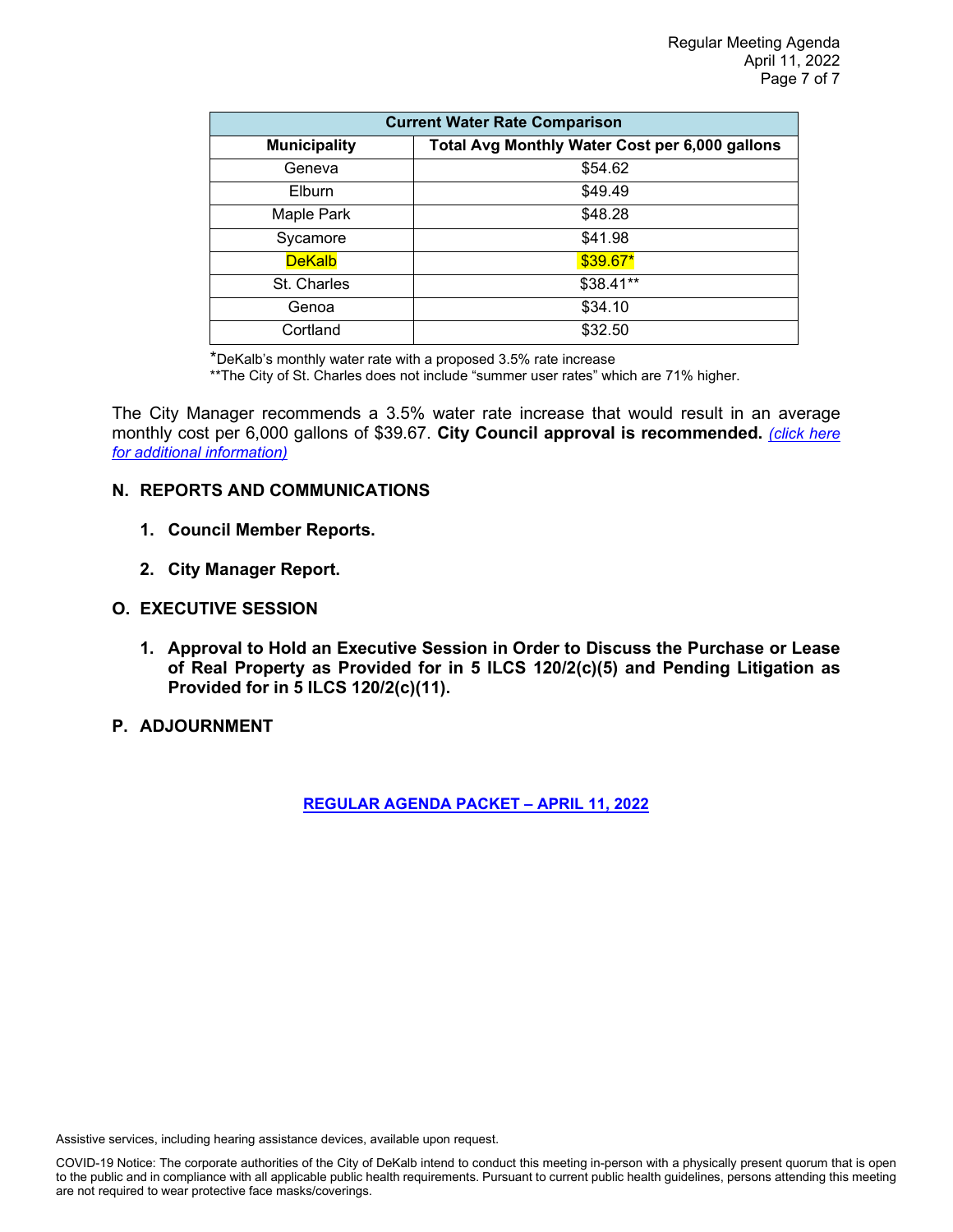| Current Water Rate Comparison | |
|---|---|
| **Municipality** | **Total Avg Monthly Water Cost per 6,000 gallons** |
| Geneva | $54.62 |
| Elburn | $49.49 |
| Maple Park | $48.28 |
| Sycamore | $41.98 |
| DeKalb | $39.67* |
| St. Charles | $38.41** |
| Genoa | $34.10 |
| Cortland | $32.50 |

*DeKalb's monthly water rate with a proposed 3.5% rate increase
**The City of St. Charles does not include "summer user rates" which are 71% higher.

The City Manager recommends a 3.5% water rate increase that would result in an average monthly cost per 6,000 gallons of $39.67. **City Council approval is recommended.** *(click here for additional information)*

## N. REPORTS AND COMMUNICATIONS

1. **Council Member Reports.**

2. **City Manager Report.**

## O. EXECUTIVE SESSION

1. **Approval to Hold an Executive Session in Order to Discuss the Purchase or Lease of Real Property as Provided for in 5 ILCS 120/2(c)(5) and Pending Litigation as Provided for in 5 ILCS 120/2(c)(11).**

## P. ADJOURNMENT

**REGULAR AGENDA PACKET – APRIL 11, 2022**

Assistive services, including hearing assistance devices, available upon request.

COVID-19 Notice: The corporate authorities of the City of DeKalb intend to conduct this meeting in-person with a physically present quorum that is open to the public and in compliance with all applicable public health requirements. Pursuant to current public health guidelines, persons attending this meeting are not required to wear protective face masks/coverings.